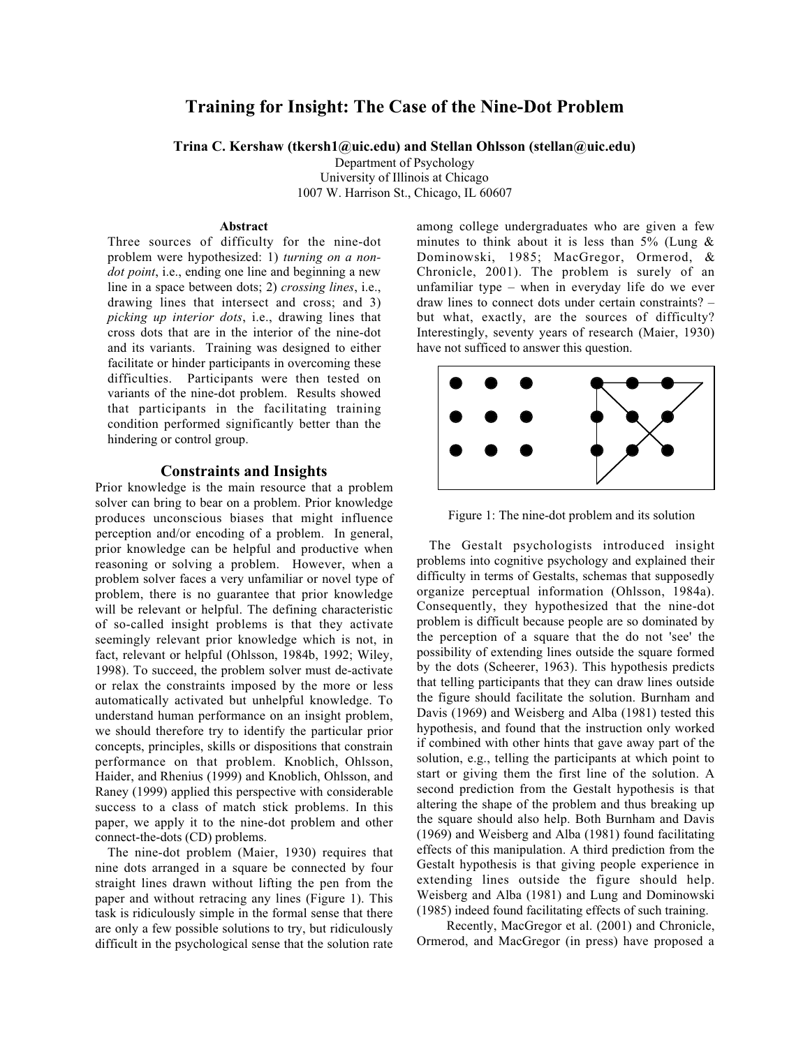# Training for Insight: The Case of the Nine-Dot Problem

**Trina C. Kershaw (tkersh1@uic.edu) and Stellan Ohlsson (stellan@uic.edu)**

Department of Psychology
University of Illinois at Chicago
1007 W. Harrison St., Chicago, IL 60607

## Abstract

Three sources of difficulty for the nine-dot problem were hypothesized: 1) *turning on a non-dot point*, i.e., ending one line and beginning a new line in a space between dots; 2) *crossing lines*, i.e., drawing lines that intersect and cross; and 3) *picking up interior dots*, i.e., drawing lines that cross dots that are in the interior of the nine-dot and its variants. Training was designed to either facilitate or hinder participants in overcoming these difficulties. Participants were then tested on variants of the nine-dot problem. Results showed that participants in the facilitating training condition performed significantly better than the hindering or control group.

## Constraints and Insights

Prior knowledge is the main resource that a problem solver can bring to bear on a problem. Prior knowledge produces unconscious biases that might influence perception and/or encoding of a problem. In general, prior knowledge can be helpful and productive when reasoning or solving a problem. However, when a problem solver faces a very unfamiliar or novel type of problem, there is no guarantee that prior knowledge will be relevant or helpful. The defining characteristic of so-called insight problems is that they activate seemingly relevant prior knowledge which is not, in fact, relevant or helpful (Ohlsson, 1984b, 1992; Wiley, 1998). To succeed, the problem solver must de-activate or relax the constraints imposed by the more or less automatically activated but unhelpful knowledge. To understand human performance on an insight problem, we should therefore try to identify the particular prior concepts, principles, skills or dispositions that constrain performance on that problem. Knoblich, Ohlsson, Haider, and Rhenius (1999) and Knoblich, Ohlsson, and Raney (1999) applied this perspective with considerable success to a class of match stick problems. In this paper, we apply it to the nine-dot problem and other connect-the-dots (CD) problems.

The nine-dot problem (Maier, 1930) requires that nine dots arranged in a square be connected by four straight lines drawn without lifting the pen from the paper and without retracing any lines (Figure 1). This task is ridiculously simple in the formal sense that there are only a few possible solutions to try, but ridiculously difficult in the psychological sense that the solution rate among college undergraduates who are given a few minutes to think about it is less than 5% (Lung & Dominowski, 1985; MacGregor, Ormerod, & Chronicle, 2001). The problem is surely of an unfamiliar type – when in everyday life do we ever draw lines to connect dots under certain constraints? – but what, exactly, are the sources of difficulty? Interestingly, seventy years of research (Maier, 1930) have not sufficed to answer this question.

Figure 1: The nine-dot problem and its solution

The Gestalt psychologists introduced insight problems into cognitive psychology and explained their difficulty in terms of Gestalts, schemas that supposedly organize perceptual information (Ohlsson, 1984a). Consequently, they hypothesized that the nine-dot problem is difficult because people are so dominated by the perception of a square that the do not 'see' the possibility of extending lines outside the square formed by the dots (Scheerer, 1963). This hypothesis predicts that telling participants that they can draw lines outside the figure should facilitate the solution. Burnham and Davis (1969) and Weisberg and Alba (1981) tested this hypothesis, and found that the instruction only worked if combined with other hints that gave away part of the solution, e.g., telling the participants at which point to start or giving them the first line of the solution. A second prediction from the Gestalt hypothesis is that altering the shape of the problem and thus breaking up the square should also help. Both Burnham and Davis (1969) and Weisberg and Alba (1981) found facilitating effects of this manipulation. A third prediction from the Gestalt hypothesis is that giving people experience in extending lines outside the figure should help. Weisberg and Alba (1981) and Lung and Dominowski (1985) indeed found facilitating effects of such training.

Recently, MacGregor et al. (2001) and Chronicle, Ormerod, and MacGregor (in press) have proposed a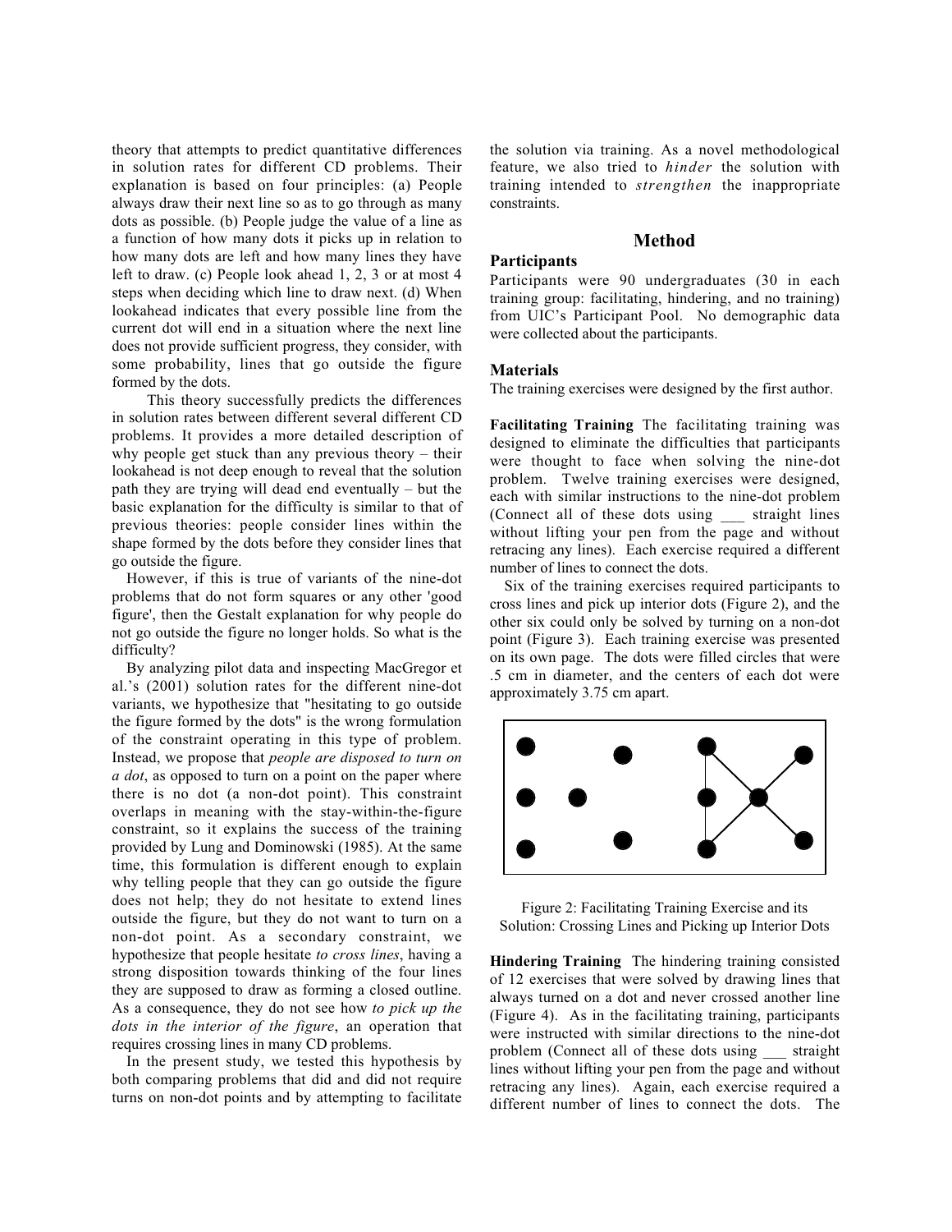theory that attempts to predict quantitative differences in solution rates for different CD problems. Their explanation is based on four principles: (a) People always draw their next line so as to go through as many dots as possible. (b) People judge the value of a line as a function of how many dots it picks up in relation to how many dots are left and how many lines they have left to draw. (c) People look ahead 1, 2, 3 or at most 4 steps when deciding which line to draw next. (d) When lookahead indicates that every possible line from the current dot will end in a situation where the next line does not provide sufficient progress, they consider, with some probability, lines that go outside the figure formed by the dots.

This theory successfully predicts the differences in solution rates between different several different CD problems. It provides a more detailed description of why people get stuck than any previous theory – their lookahead is not deep enough to reveal that the solution path they are trying will dead end eventually – but the basic explanation for the difficulty is similar to that of previous theories: people consider lines within the shape formed by the dots before they consider lines that go outside the figure.

However, if this is true of variants of the nine-dot problems that do not form squares or any other 'good figure', then the Gestalt explanation for why people do not go outside the figure no longer holds. So what is the difficulty?

By analyzing pilot data and inspecting MacGregor et al.'s (2001) solution rates for the different nine-dot variants, we hypothesize that "hesitating to go outside the figure formed by the dots" is the wrong formulation of the constraint operating in this type of problem. Instead, we propose that *people are disposed to turn on a dot*, as opposed to turn on a point on the paper where there is no dot (a non-dot point). This constraint overlaps in meaning with the stay-within-the-figure constraint, so it explains the success of the training provided by Lung and Dominowski (1985). At the same time, this formulation is different enough to explain why telling people that they can go outside the figure does not help; they do not hesitate to extend lines outside the figure, but they do not want to turn on a non-dot point. As a secondary constraint, we hypothesize that people hesitate *to cross lines*, having a strong disposition towards thinking of the four lines they are supposed to draw as forming a closed outline. As a consequence, they do not see how *to pick up the dots in the interior of the figure*, an operation that requires crossing lines in many CD problems.

In the present study, we tested this hypothesis by both comparing problems that did and did not require turns on non-dot points and by attempting to facilitate the solution via training. As a novel methodological feature, we also tried to *hinder* the solution with training intended to *strengthen* the inappropriate constraints.

## Method

### Participants

Participants were 90 undergraduates (30 in each training group: facilitating, hindering, and no training) from UIC's Participant Pool. No demographic data were collected about the participants.

### Materials

The training exercises were designed by the first author.

**Facilitating Training** The facilitating training was designed to eliminate the difficulties that participants were thought to face when solving the nine-dot problem. Twelve training exercises were designed, each with similar instructions to the nine-dot problem (Connect all of these dots using ___ straight lines without lifting your pen from the page and without retracing any lines). Each exercise required a different number of lines to connect the dots.

Six of the training exercises required participants to cross lines and pick up interior dots (Figure 2), and the other six could only be solved by turning on a non-dot point (Figure 3). Each training exercise was presented on its own page. The dots were filled circles that were .5 cm in diameter, and the centers of each dot were approximately 3.75 cm apart.

Figure 2: Facilitating Training Exercise and its Solution: Crossing Lines and Picking up Interior Dots

**Hindering Training** The hindering training consisted of 12 exercises that were solved by drawing lines that always turned on a dot and never crossed another line (Figure 4). As in the facilitating training, participants were instructed with similar directions to the nine-dot problem (Connect all of these dots using ___ straight lines without lifting your pen from the page and without retracing any lines). Again, each exercise required a different number of lines to connect the dots. The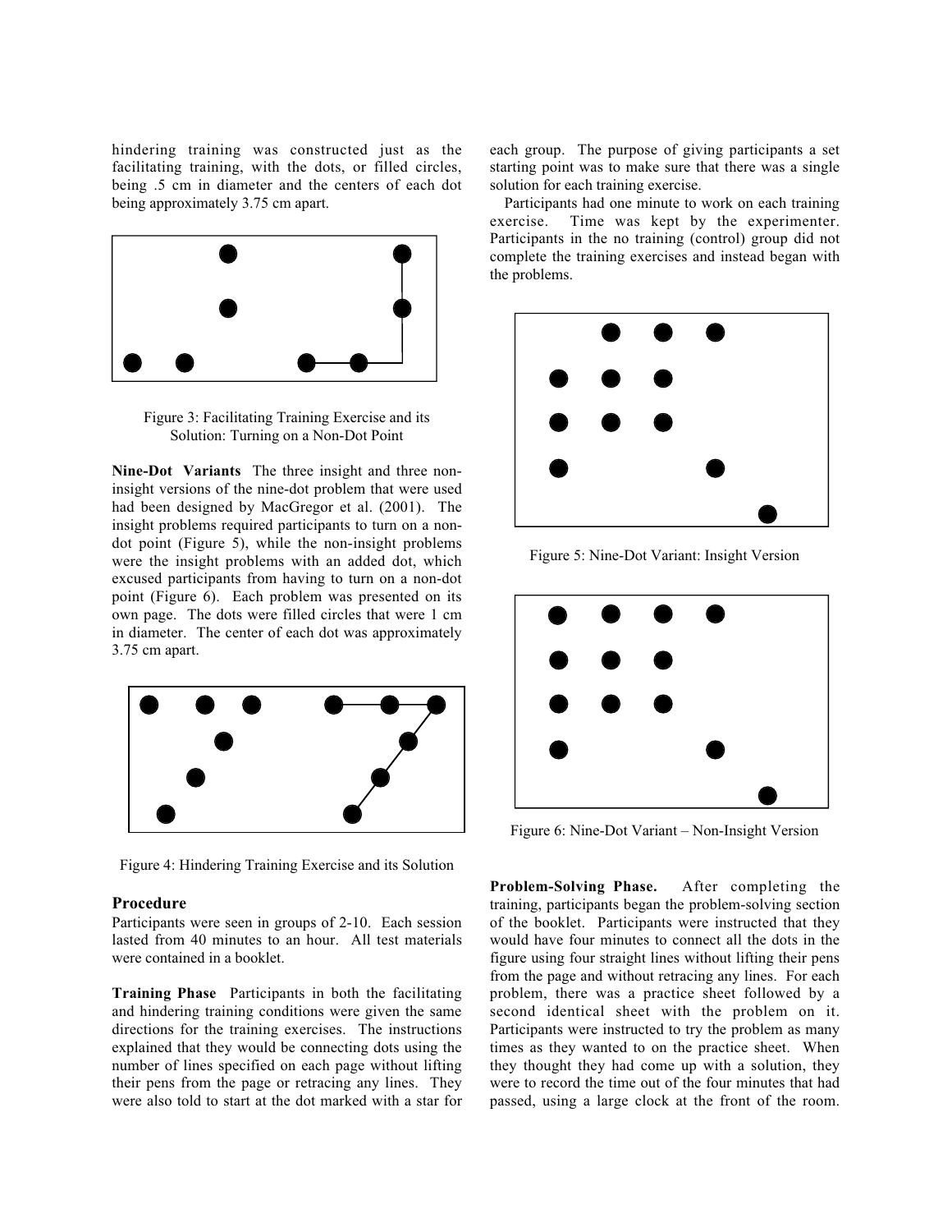hindering training was constructed just as the facilitating training, with the dots, or filled circles, being .5 cm in diameter and the centers of each dot being approximately 3.75 cm apart.

Figure 3: Facilitating Training Exercise and its Solution: Turning on a Non-Dot Point

**Nine-Dot Variants** The three insight and three non-insight versions of the nine-dot problem that were used had been designed by MacGregor et al. (2001). The insight problems required participants to turn on a non-dot point (Figure 5), while the non-insight problems were the insight problems with an added dot, which excused participants from having to turn on a non-dot point (Figure 6). Each problem was presented on its own page. The dots were filled circles that were 1 cm in diameter. The center of each dot was approximately 3.75 cm apart.

Figure 4: Hindering Training Exercise and its Solution

## Procedure

Participants were seen in groups of 2-10. Each session lasted from 40 minutes to an hour. All test materials were contained in a booklet.

**Training Phase** Participants in both the facilitating and hindering training conditions were given the same directions for the training exercises. The instructions explained that they would be connecting dots using the number of lines specified on each page without lifting their pens from the page or retracing any lines. They were also told to start at the dot marked with a star for each group. The purpose of giving participants a set starting point was to make sure that there was a single solution for each training exercise.

Participants had one minute to work on each training exercise. Time was kept by the experimenter. Participants in the no training (control) group did not complete the training exercises and instead began with the problems.

Figure 5: Nine-Dot Variant: Insight Version

Figure 6: Nine-Dot Variant – Non-Insight Version

**Problem-Solving Phase.** After completing the training, participants began the problem-solving section of the booklet. Participants were instructed that they would have four minutes to connect all the dots in the figure using four straight lines without lifting their pens from the page and without retracing any lines. For each problem, there was a practice sheet followed by a second identical sheet with the problem on it. Participants were instructed to try the problem as many times as they wanted to on the practice sheet. When they thought they had come up with a solution, they were to record the time out of the four minutes that had passed, using a large clock at the front of the room.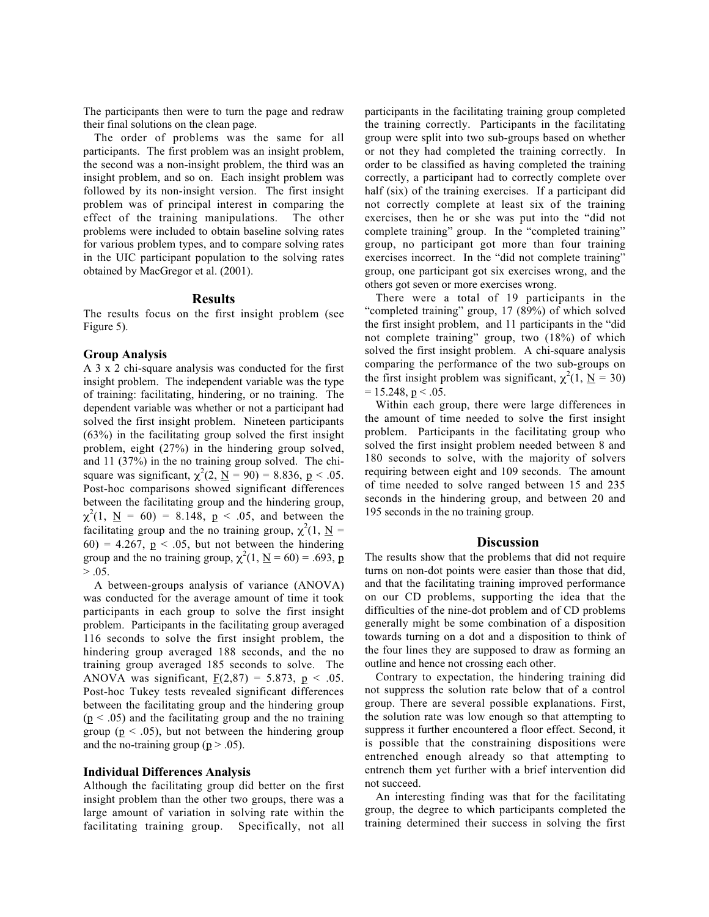The participants then were to turn the page and redraw their final solutions on the clean page.

The order of problems was the same for all participants. The first problem was an insight problem, the second was a non-insight problem, the third was an insight problem, and so on. Each insight problem was followed by its non-insight version. The first insight problem was of principal interest in comparing the effect of the training manipulations. The other problems were included to obtain baseline solving rates for various problem types, and to compare solving rates in the UIC participant population to the solving rates obtained by MacGregor et al. (2001).

## Results

The results focus on the first insight problem (see Figure 5).

### Group Analysis

A 3 x 2 chi-square analysis was conducted for the first insight problem. The independent variable was the type of training: facilitating, hindering, or no training. The dependent variable was whether or not a participant had solved the first insight problem. Nineteen participants (63%) in the facilitating group solved the first insight problem, eight (27%) in the hindering group solved, and 11 (37%) in the no training group solved. The chi-square was significant, $\chi^2(2, \underline{N} = 90) = 8.836$, $\underline{p} < .05$. Post-hoc comparisons showed significant differences between the facilitating group and the hindering group, $\chi^2(1, \underline{N} = 60) = 8.148$, $\underline{p} < .05$, and between the facilitating group and the no training group, $\chi^2(1, \underline{N} = 60) = 4.267$, $\underline{p} < .05$, but not between the hindering group and the no training group, $\chi^2(1, \underline{N} = 60) = .693$, $\underline{p} > .05$.

A between-groups analysis of variance (ANOVA) was conducted for the average amount of time it took participants in each group to solve the first insight problem. Participants in the facilitating group averaged 116 seconds to solve the first insight problem, the hindering group averaged 188 seconds, and the no training group averaged 185 seconds to solve. The ANOVA was significant, $\underline{F}(2,87) = 5.873$, $\underline{p} < .05$. Post-hoc Tukey tests revealed significant differences between the facilitating group and the hindering group ($\underline{p} < .05$) and the facilitating group and the no training group ($\underline{p} < .05$), but not between the hindering group and the no-training group ($\underline{p} > .05$).

### Individual Differences Analysis

Although the facilitating group did better on the first insight problem than the other two groups, there was a large amount of variation in solving rate within the facilitating training group. Specifically, not all participants in the facilitating training group completed the training correctly. Participants in the facilitating group were split into two sub-groups based on whether or not they had completed the training correctly. In order to be classified as having completed the training correctly, a participant had to correctly complete over half (six) of the training exercises. If a participant did not correctly complete at least six of the training exercises, then he or she was put into the "did not complete training" group. In the "completed training" group, no participant got more than four training exercises incorrect. In the "did not complete training" group, one participant got six exercises wrong, and the others got seven or more exercises wrong.

There were a total of 19 participants in the "completed training" group, 17 (89%) of which solved the first insight problem, and 11 participants in the "did not complete training" group, two (18%) of which solved the first insight problem. A chi-square analysis comparing the performance of the two sub-groups on the first insight problem was significant, $\chi^2(1, \underline{N} = 30) = 15.248$, $\underline{p} < .05$.

Within each group, there were large differences in the amount of time needed to solve the first insight problem. Participants in the facilitating group who solved the first insight problem needed between 8 and 180 seconds to solve, with the majority of solvers requiring between eight and 109 seconds. The amount of time needed to solve ranged between 15 and 235 seconds in the hindering group, and between 20 and 195 seconds in the no training group.

## Discussion

The results show that the problems that did not require turns on non-dot points were easier than those that did, and that the facilitating training improved performance on our CD problems, supporting the idea that the difficulties of the nine-dot problem and of CD problems generally might be some combination of a disposition towards turning on a dot and a disposition to think of the four lines they are supposed to draw as forming an outline and hence not crossing each other.

Contrary to expectation, the hindering training did not suppress the solution rate below that of a control group. There are several possible explanations. First, the solution rate was low enough so that attempting to suppress it further encountered a floor effect. Second, it is possible that the constraining dispositions were entrenched enough already so that attempting to entrench them yet further with a brief intervention did not succeed.

An interesting finding was that for the facilitating group, the degree to which participants completed the training determined their success in solving the first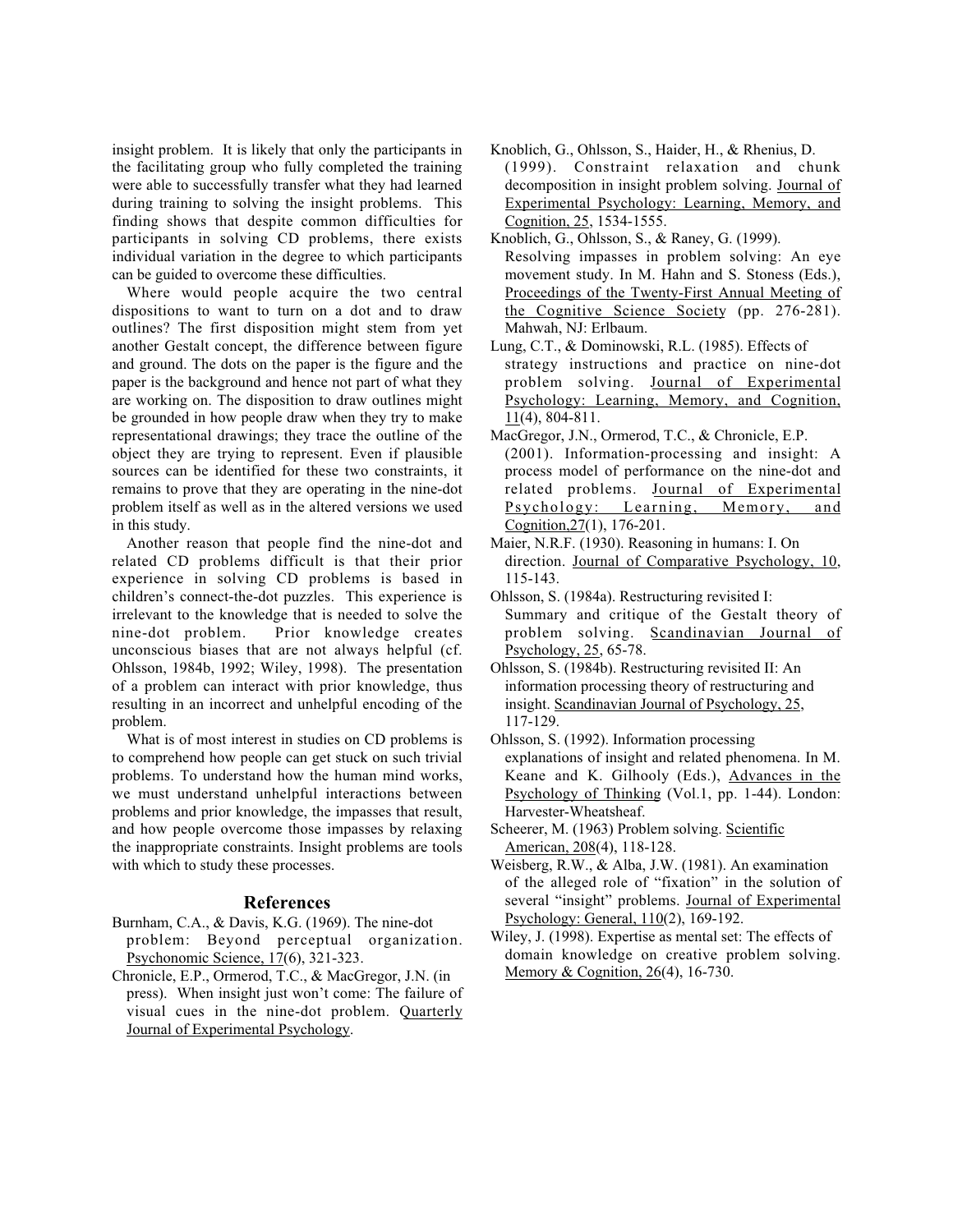insight problem. It is likely that only the participants in the facilitating group who fully completed the training were able to successfully transfer what they had learned during training to solving the insight problems. This finding shows that despite common difficulties for participants in solving CD problems, there exists individual variation in the degree to which participants can be guided to overcome these difficulties.

Where would people acquire the two central dispositions to want to turn on a dot and to draw outlines? The first disposition might stem from yet another Gestalt concept, the difference between figure and ground. The dots on the paper is the figure and the paper is the background and hence not part of what they are working on. The disposition to draw outlines might be grounded in how people draw when they try to make representational drawings; they trace the outline of the object they are trying to represent. Even if plausible sources can be identified for these two constraints, it remains to prove that they are operating in the nine-dot problem itself as well as in the altered versions we used in this study.

Another reason that people find the nine-dot and related CD problems difficult is that their prior experience in solving CD problems is based in children's connect-the-dot puzzles. This experience is irrelevant to the knowledge that is needed to solve the nine-dot problem. Prior knowledge creates unconscious biases that are not always helpful (cf. Ohlsson, 1984b, 1992; Wiley, 1998). The presentation of a problem can interact with prior knowledge, thus resulting in an incorrect and unhelpful encoding of the problem.

What is of most interest in studies on CD problems is to comprehend how people can get stuck on such trivial problems. To understand how the human mind works, we must understand unhelpful interactions between problems and prior knowledge, the impasses that result, and how people overcome those impasses by relaxing the inappropriate constraints. Insight problems are tools with which to study these processes.

## References

Burnham, C.A., & Davis, K.G. (1969). The nine-dot problem: Beyond perceptual organization. Psychonomic Science, 17(6), 321-323.

Chronicle, E.P., Ormerod, T.C., & MacGregor, J.N. (in press). When insight just won't come: The failure of visual cues in the nine-dot problem. Quarterly Journal of Experimental Psychology.

Knoblich, G., Ohlsson, S., Haider, H., & Rhenius, D. (1999). Constraint relaxation and chunk decomposition in insight problem solving. Journal of Experimental Psychology: Learning, Memory, and Cognition, 25, 1534-1555.

Knoblich, G., Ohlsson, S., & Raney, G. (1999). Resolving impasses in problem solving: An eye movement study. In M. Hahn and S. Stoness (Eds.), Proceedings of the Twenty-First Annual Meeting of the Cognitive Science Society (pp. 276-281). Mahwah, NJ: Erlbaum.

Lung, C.T., & Dominowski, R.L. (1985). Effects of strategy instructions and practice on nine-dot problem solving. Journal of Experimental Psychology: Learning, Memory, and Cognition, 11(4), 804-811.

MacGregor, J.N., Ormerod, T.C., & Chronicle, E.P. (2001). Information-processing and insight: A process model of performance on the nine-dot and related problems. Journal of Experimental Psychology: Learning, Memory, and Cognition,27(1), 176-201.

Maier, N.R.F. (1930). Reasoning in humans: I. On direction. Journal of Comparative Psychology, 10, 115-143.

Ohlsson, S. (1984a). Restructuring revisited I: Summary and critique of the Gestalt theory of problem solving. Scandinavian Journal of Psychology, 25, 65-78.

Ohlsson, S. (1984b). Restructuring revisited II: An information processing theory of restructuring and insight. Scandinavian Journal of Psychology, 25, 117-129.

Ohlsson, S. (1992). Information processing explanations of insight and related phenomena. In M. Keane and K. Gilhooly (Eds.), Advances in the Psychology of Thinking (Vol.1, pp. 1-44). London: Harvester-Wheatsheaf.

Scheerer, M. (1963) Problem solving. Scientific American, 208(4), 118-128.

Weisberg, R.W., & Alba, J.W. (1981). An examination of the alleged role of "fixation" in the solution of several "insight" problems. Journal of Experimental Psychology: General, 110(2), 169-192.

Wiley, J. (1998). Expertise as mental set: The effects of domain knowledge on creative problem solving. Memory & Cognition, 26(4), 16-730.